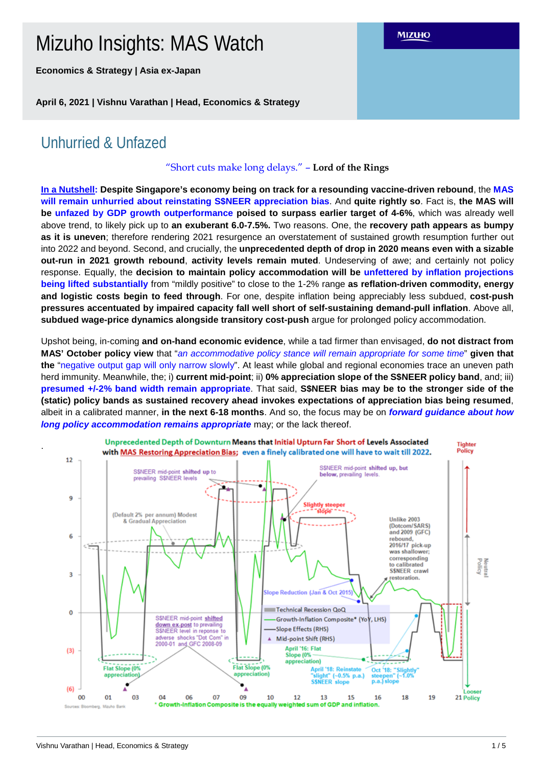# Mizuho Insights: MAS Watch

**Economics & Strategy | Asia ex-Japan**

**April 6, 2021 | Vishnu Varathan | Head, Economics & Strategy**

## Unhurried & Unfazed

"Short cuts make long delays." – **Lord of the Rings**

**In a Nutshell: Despite Singapore's economy being on track for a resounding vaccine-driven rebound**, the **MAS will remain unhurried about reinstating S$NEER appreciation bias**. And **quite rightly so**. Fact is, **the MAS will be unfazed by GDP growth outperformance poised to surpass earlier target of 4-6%**, which was already well above trend, to likely pick up to **an exuberant 6.0-7.5%.** Two reasons. One, the **recovery path appears as bumpy as it is uneven**; therefore rendering 2021 resurgence an overstatement of sustained growth resumption further out into 2022 and beyond. Second, and crucially, the **unprecedented depth of drop in 2020 means even with a sizable out-run in 2021 growth rebound**, **activity levels remain muted**. Undeserving of awe; and certainly not policy response. Equally, the **decision to maintain policy accommodation will be unfettered by inflation projections being lifted substantially** from "mildly positive" to close to the 1-2% range **as reflation-driven commodity, energy and logistic costs begin to feed through**. For one, despite inflation being appreciably less subdued, **cost-push pressures accentuated by impaired capacity fall well short of self-sustaining demand-pull inflation**. Above all, **subdued wage-price dynamics alongside transitory cost-push** argue for prolonged policy accommodation.

Upshot being, in-coming **and on-hand economic evidence**, while a tad firmer than envisaged, **do not distract from MAS' October policy view** that "*an accommodative policy stance will remain appropriate for some time*" **given that the** "negative output gap will only narrow slowly". At least while global and regional economies trace an uneven path herd immunity. Meanwhile, the; i) **current mid-point**; ii) **0% appreciation slope of the S$NEER policy band**, and; iii) **presumed +/-2% band width remain appropriate**. That said, **S$NEER bias may be to the stronger side of the (static) policy bands as sustained recovery ahead invokes expectations of appreciation bias being resumed**, albeit in a calibrated manner, **in the next 6-18 months**. And so, the focus may be on ***forward guidance about how long policy accommodation remains appropriate*** may; or the lack thereof.

**Unprecedented Depth of Downturn Means that Initial Upturn Far Short of Levels Associated with MAS Restoring Appreciation Bias; even a finely calibrated one will have to wait till 2022.**

Sources: Bloomberg, Mizuho Bank

\* Growth-Inflation Composite is the equally weighted sum of GDP and inflation.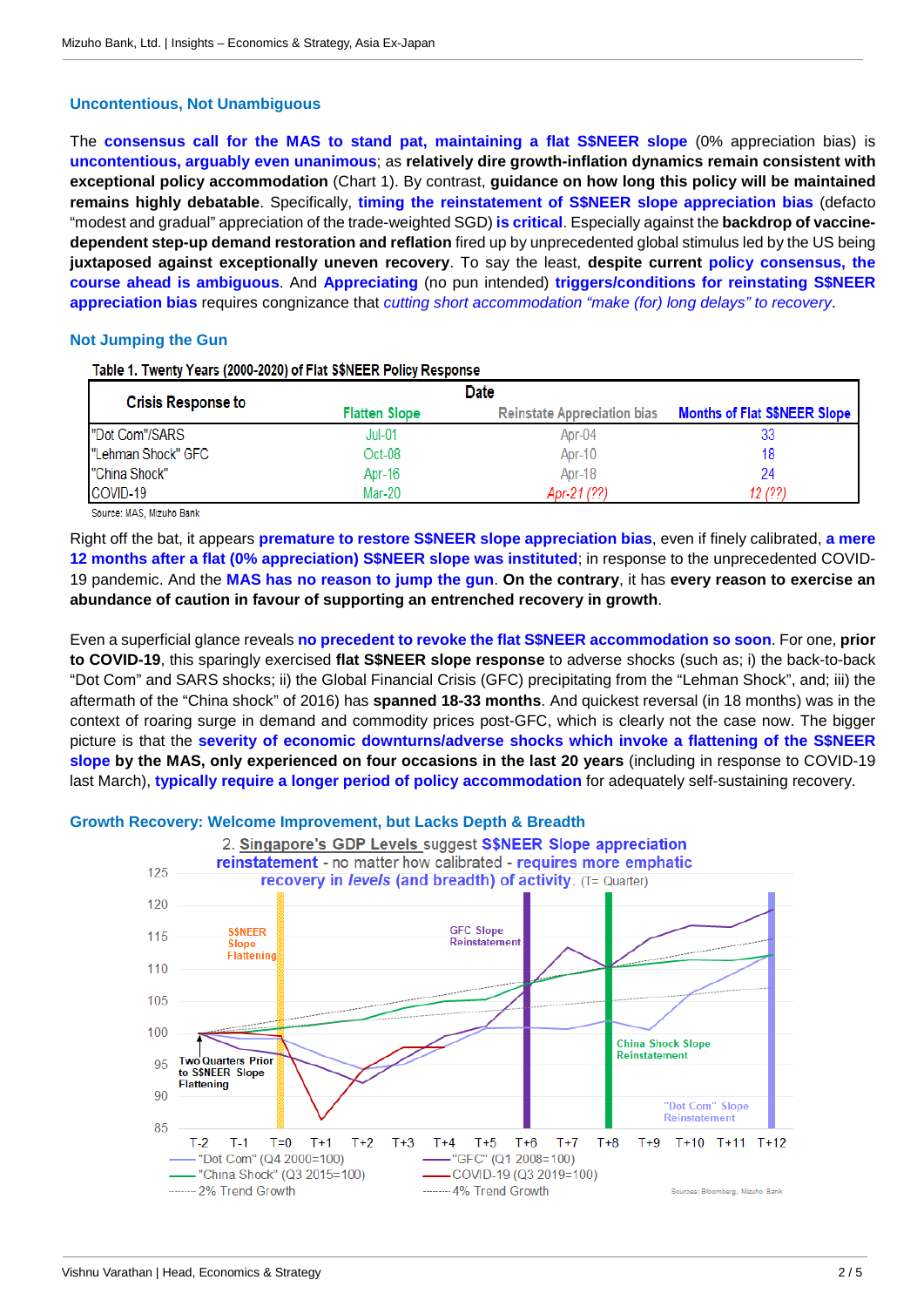### Uncontentious, Not Unambiguous

The **consensus call for the MAS to stand pat, maintaining a flat S$NEER slope** (0% appreciation bias) is **uncontentious, arguably even unanimous**; as **relatively dire growth-inflation dynamics remain consistent with exceptional policy accommodation** (Chart 1). By contrast, **guidance on how long this policy will be maintained remains highly debatable**. Specifically, **timing the reinstatement of S$NEER slope appreciation bias** (defacto "modest and gradual" appreciation of the trade-weighted SGD) **is critical**. Especially against the **backdrop of vaccine-dependent step-up demand restoration and reflation** fired up by unprecedented global stimulus led by the US being **juxtaposed against exceptionally uneven recovery**. To say the least, **despite current policy consensus, the course ahead is ambiguous**. And **Appreciating** (no pun intended) **triggers/conditions for reinstating S$NEER appreciation bias** requires congnizance that *cutting short accommodation "make (for) long delays" to recovery*.

### Not Jumping the Gun

Table 1. Twenty Years (2000-2020) of Flat S$NEER Policy Response

| Crisis Response to | Date | | |
|---|---|---|---|
| | Flatten Slope | Reinstate Appreciation bias | Months of Flat S$NEER Slope |
| "Dot Com"/SARS | Jul-01 | Apr-04 | 33 |
| "Lehman Shock" GFC | Oct-08 | Apr-10 | 18 |
| "China Shock" | Apr-16 | Apr-18 | 24 |
| COVID-19 | Mar-20 | *Apr-21 (??)* | *12 (??)* |

Source: MAS, Mizuho Bank

Right off the bat, it appears **premature to restore S$NEER slope appreciation bias**, even if finely calibrated, **a mere 12 months after a flat (0% appreciation) S$NEER slope was instituted**; in response to the unprecedented COVID-19 pandemic. And the **MAS has no reason to jump the gun**. **On the contrary**, it has **every reason to exercise an abundance of caution in favour of supporting an entrenched recovery in growth**.

Even a superficial glance reveals **no precedent to revoke the flat S$NEER accommodation so soon**. For one, **prior to COVID-19**, this sparingly exercised **flat S$NEER slope response** to adverse shocks (such as; i) the back-to-back "Dot Com" and SARS shocks; ii) the Global Financial Crisis (GFC) precipitating from the "Lehman Shock", and; iii) the aftermath of the "China shock" of 2016) has **spanned 18-33 months**. And quickest reversal (in 18 months) was in the context of roaring surge in demand and commodity prices post-GFC, which is clearly not the case now. The bigger picture is that the **severity of economic downturns/adverse shocks which invoke a flattening of the S$NEER slope by the MAS, only experienced on four occasions in the last 20 years** (including in response to COVID-19 last March), **typically require a longer period of policy accommodation** for adequately self-sustaining recovery.

### Growth Recovery: Welcome Improvement, but Lacks Depth & Breadth

2. Singapore's GDP Levels suggest S$NEER Slope appreciation reinstatement - no matter how calibrated - requires more emphatic recovery in *levels* (and breadth) of activity. (T= Quarter)

Sources: Bloomberg, Mizuho Bank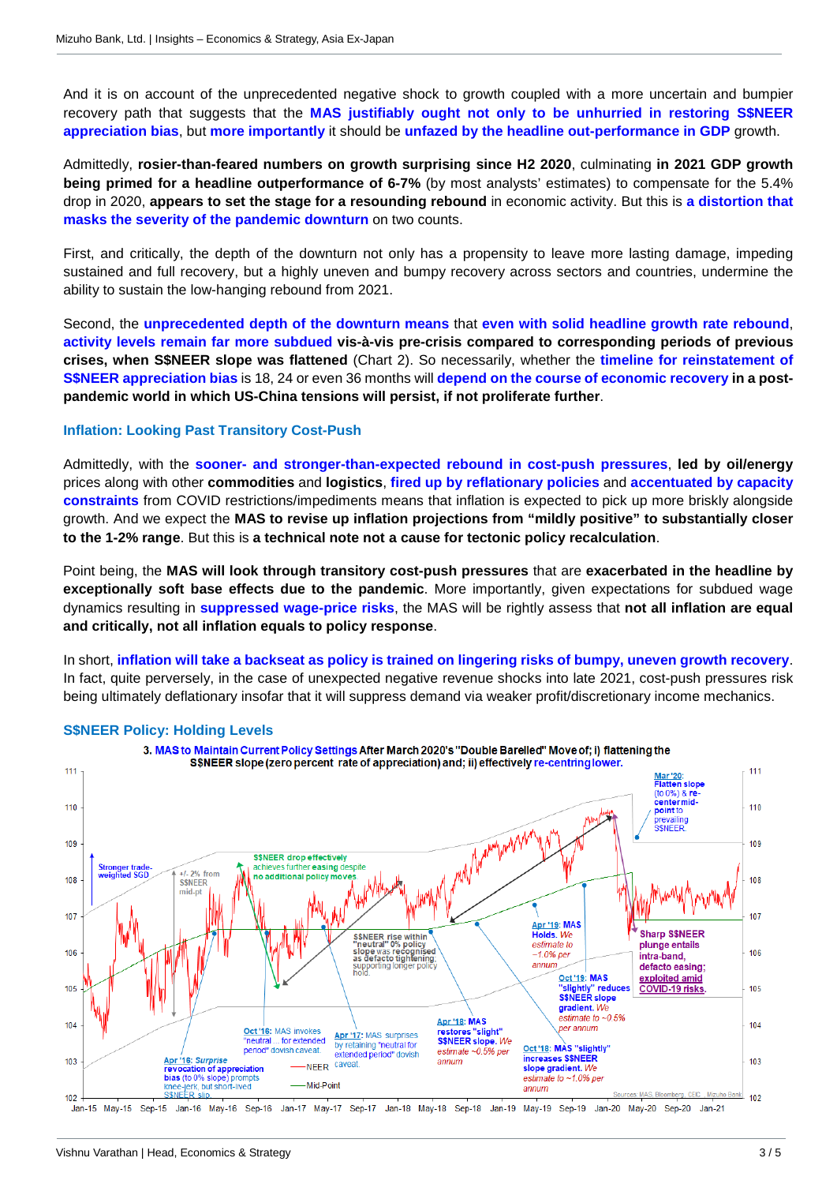And it is on account of the unprecedented negative shock to growth coupled with a more uncertain and bumpier recovery path that suggests that the **MAS justifiably ought not only to be unhurried in restoring S$NEER appreciation bias**, but **more importantly** it should be **unfazed by the headline out-performance in GDP** growth.

Admittedly, **rosier-than-feared numbers on growth surprising since H2 2020**, culminating **in 2021 GDP growth being primed for a headline outperformance of 6-7%** (by most analysts' estimates) to compensate for the 5.4% drop in 2020, **appears to set the stage for a resounding rebound** in economic activity. But this is **a distortion that masks the severity of the pandemic downturn** on two counts.

First, and critically, the depth of the downturn not only has a propensity to leave more lasting damage, impeding sustained and full recovery, but a highly uneven and bumpy recovery across sectors and countries, undermine the ability to sustain the low-hanging rebound from 2021.

Second, the **unprecedented depth of the downturn means** that **even with solid headline growth rate rebound**, **activity levels remain far more subdued** **vis-à-vis pre-crisis compared to corresponding periods of previous crises, when S$NEER slope was flattened** (Chart 2). So necessarily, whether the **timeline for reinstatement of S$NEER appreciation bias** is 18, 24 or even 36 months will **depend on the course of economic recovery** **in a post-pandemic world in which US-China tensions will persist, if not proliferate further**.

### Inflation: Looking Past Transitory Cost-Push

Admittedly, with the **sooner- and stronger-than-expected rebound in cost-push pressures**, **led by oil/energy** prices along with other **commodities** and **logistics**, **fired up by reflationary policies** and **accentuated by capacity constraints** from COVID restrictions/impediments means that inflation is expected to pick up more briskly alongside growth. And we expect the **MAS to revise up inflation projections from "mildly positive" to substantially closer to the 1-2% range**. But this is **a technical note not a cause for tectonic policy recalculation**.

Point being, the **MAS will look through transitory cost-push pressures** that are **exacerbated in the headline by exceptionally soft base effects due to the pandemic**. More importantly, given expectations for subdued wage dynamics resulting in **suppressed wage-price risks**, the MAS will be rightly assess that **not all inflation are equal and critically, not all inflation equals to policy response**.

In short, **inflation will take a backseat as policy is trained on lingering risks of bumpy, uneven growth recovery**. In fact, quite perversely, in the case of unexpected negative revenue shocks into late 2021, cost-push pressures risk being ultimately deflationary insofar that it will suppress demand via weaker profit/discretionary income mechanics.

### S$NEER Policy: Holding Levels

3. MAS to Maintain Current Policy Settings After March 2020's "Double Barelled" Move of; i) flattening the S$NEER slope (zero percent rate of appreciation) and; ii) effectively re-centring lower.

Sources: MAS, Bloomberg, CEIC, Mizuho Bank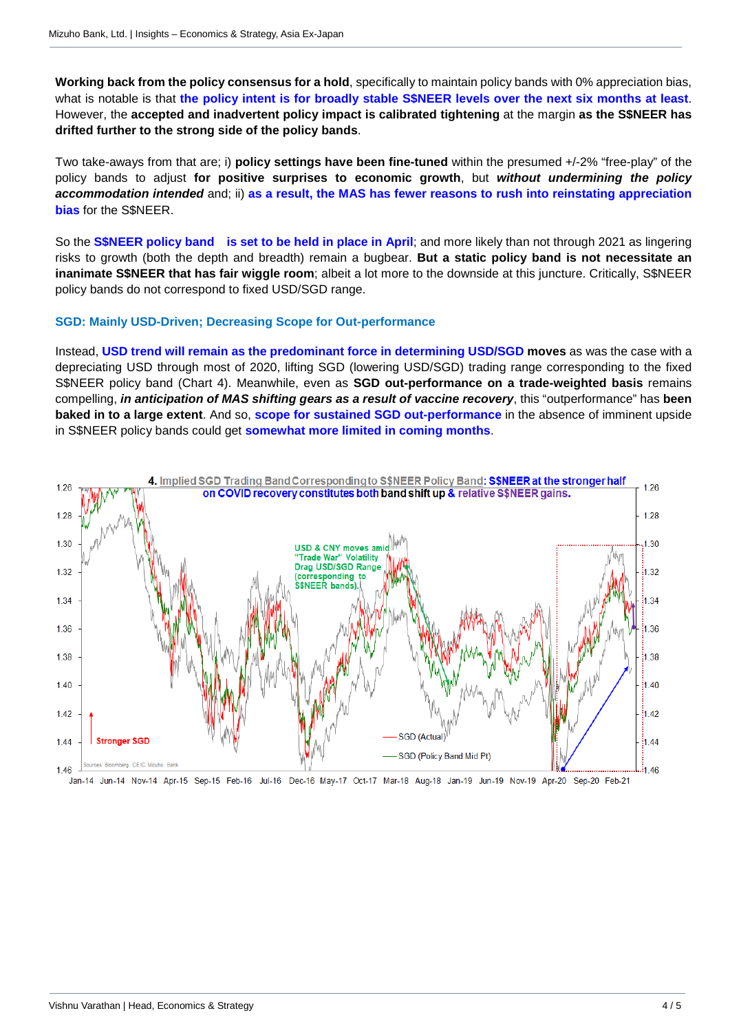**Working back from the policy consensus for a hold**, specifically to maintain policy bands with 0% appreciation bias, what is notable is that **the policy intent is for broadly stable S$NEER levels over the next six months at least**. However, the **accepted and inadvertent policy impact is calibrated tightening** at the margin **as the S$NEER has drifted further to the strong side of the policy bands**.

Two take-aways from that are; i) **policy settings have been fine-tuned** within the presumed +/-2% "free-play" of the policy bands to adjust **for positive surprises to economic growth**, but ***without undermining the policy accommodation intended*** and; ii) **as a result, the MAS has fewer reasons to rush into reinstating appreciation bias** for the S$NEER.

So the **S$NEER policy band is set to be held in place in April**; and more likely than not through 2021 as lingering risks to growth (both the depth and breadth) remain a bugbear. **But a static policy band is not necessitate an inanimate S$NEER that has fair wiggle room**; albeit a lot more to the downside at this juncture. Critically, S$NEER policy bands do not correspond to fixed USD/SGD range.

### SGD: Mainly USD-Driven; Decreasing Scope for Out-performance

Instead, **USD trend will remain as the predominant force in determining USD/SGD moves** as was the case with a depreciating USD through most of 2020, lifting SGD (lowering USD/SGD) trading range corresponding to the fixed S$NEER policy band (Chart 4). Meanwhile, even as **SGD out-performance on a trade-weighted basis** remains compelling, ***in anticipation of MAS shifting gears as a result of vaccine recovery***, this "outperformance" has **been baked in to a large extent**. And so, **scope for sustained SGD out-performance** in the absence of imminent upside in S$NEER policy bands could get **somewhat more limited in coming months**.

**4. Implied SGD Trading Band Corresponding to S$NEER Policy Band: S$NEER at the stronger half on COVID recovery constitutes both band shift up & relative S$NEER gains.**

Sources: Bloomberg, CEIC, Mizuho Bank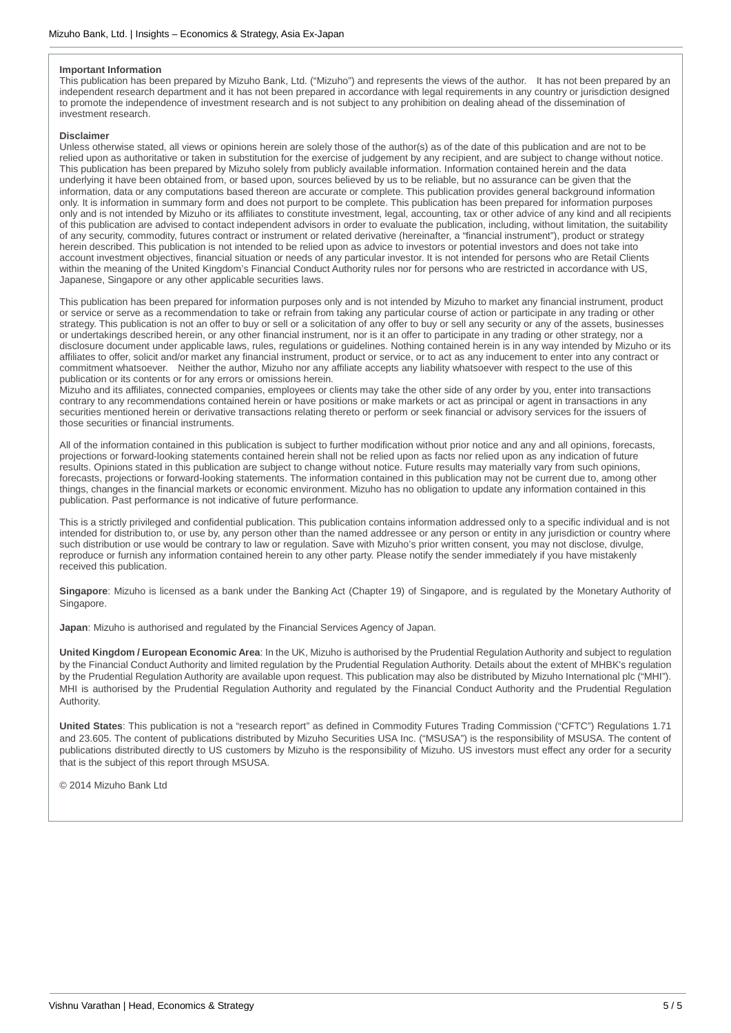**Important Information**

This publication has been prepared by Mizuho Bank, Ltd. ("Mizuho") and represents the views of the author. It has not been prepared by an independent research department and it has not been prepared in accordance with legal requirements in any country or jurisdiction designed to promote the independence of investment research and is not subject to any prohibition on dealing ahead of the dissemination of investment research.

**Disclaimer**

Unless otherwise stated, all views or opinions herein are solely those of the author(s) as of the date of this publication and are not to be relied upon as authoritative or taken in substitution for the exercise of judgement by any recipient, and are subject to change without notice. This publication has been prepared by Mizuho solely from publicly available information. Information contained herein and the data underlying it have been obtained from, or based upon, sources believed by us to be reliable, but no assurance can be given that the information, data or any computations based thereon are accurate or complete. This publication provides general background information only. It is information in summary form and does not purport to be complete. This publication has been prepared for information purposes only and is not intended by Mizuho or its affiliates to constitute investment, legal, accounting, tax or other advice of any kind and all recipients of this publication are advised to contact independent advisors in order to evaluate the publication, including, without limitation, the suitability of any security, commodity, futures contract or instrument or related derivative (hereinafter, a "financial instrument"), product or strategy herein described. This publication is not intended to be relied upon as advice to investors or potential investors and does not take into account investment objectives, financial situation or needs of any particular investor. It is not intended for persons who are Retail Clients within the meaning of the United Kingdom's Financial Conduct Authority rules nor for persons who are restricted in accordance with US, Japanese, Singapore or any other applicable securities laws.

This publication has been prepared for information purposes only and is not intended by Mizuho to market any financial instrument, product or service or serve as a recommendation to take or refrain from taking any particular course of action or participate in any trading or other strategy. This publication is not an offer to buy or sell or a solicitation of any offer to buy or sell any security or any of the assets, businesses or undertakings described herein, or any other financial instrument, nor is it an offer to participate in any trading or other strategy, nor a disclosure document under applicable laws, rules, regulations or guidelines. Nothing contained herein is in any way intended by Mizuho or its affiliates to offer, solicit and/or market any financial instrument, product or service, or to act as any inducement to enter into any contract or commitment whatsoever. Neither the author, Mizuho nor any affiliate accepts any liability whatsoever with respect to the use of this publication or its contents or for any errors or omissions herein.

Mizuho and its affiliates, connected companies, employees or clients may take the other side of any order by you, enter into transactions contrary to any recommendations contained herein or have positions or make markets or act as principal or agent in transactions in any securities mentioned herein or derivative transactions relating thereto or perform or seek financial or advisory services for the issuers of those securities or financial instruments.

All of the information contained in this publication is subject to further modification without prior notice and any and all opinions, forecasts, projections or forward-looking statements contained herein shall not be relied upon as facts nor relied upon as any indication of future results. Opinions stated in this publication are subject to change without notice. Future results may materially vary from such opinions, forecasts, projections or forward-looking statements. The information contained in this publication may not be current due to, among other things, changes in the financial markets or economic environment. Mizuho has no obligation to update any information contained in this publication. Past performance is not indicative of future performance.

This is a strictly privileged and confidential publication. This publication contains information addressed only to a specific individual and is not intended for distribution to, or use by, any person other than the named addressee or any person or entity in any jurisdiction or country where such distribution or use would be contrary to law or regulation. Save with Mizuho's prior written consent, you may not disclose, divulge, reproduce or furnish any information contained herein to any other party. Please notify the sender immediately if you have mistakenly received this publication.

**Singapore**: Mizuho is licensed as a bank under the Banking Act (Chapter 19) of Singapore, and is regulated by the Monetary Authority of Singapore.

**Japan**: Mizuho is authorised and regulated by the Financial Services Agency of Japan.

**United Kingdom / European Economic Area**: In the UK, Mizuho is authorised by the Prudential Regulation Authority and subject to regulation by the Financial Conduct Authority and limited regulation by the Prudential Regulation Authority. Details about the extent of MHBK's regulation by the Prudential Regulation Authority are available upon request. This publication may also be distributed by Mizuho International plc ("MHI"). MHI is authorised by the Prudential Regulation Authority and regulated by the Financial Conduct Authority and the Prudential Regulation Authority.

**United States**: This publication is not a "research report" as defined in Commodity Futures Trading Commission ("CFTC") Regulations 1.71 and 23.605. The content of publications distributed by Mizuho Securities USA Inc. ("MSUSA") is the responsibility of MSUSA. The content of publications distributed directly to US customers by Mizuho is the responsibility of Mizuho. US investors must effect any order for a security that is the subject of this report through MSUSA.

© 2014 Mizuho Bank Ltd